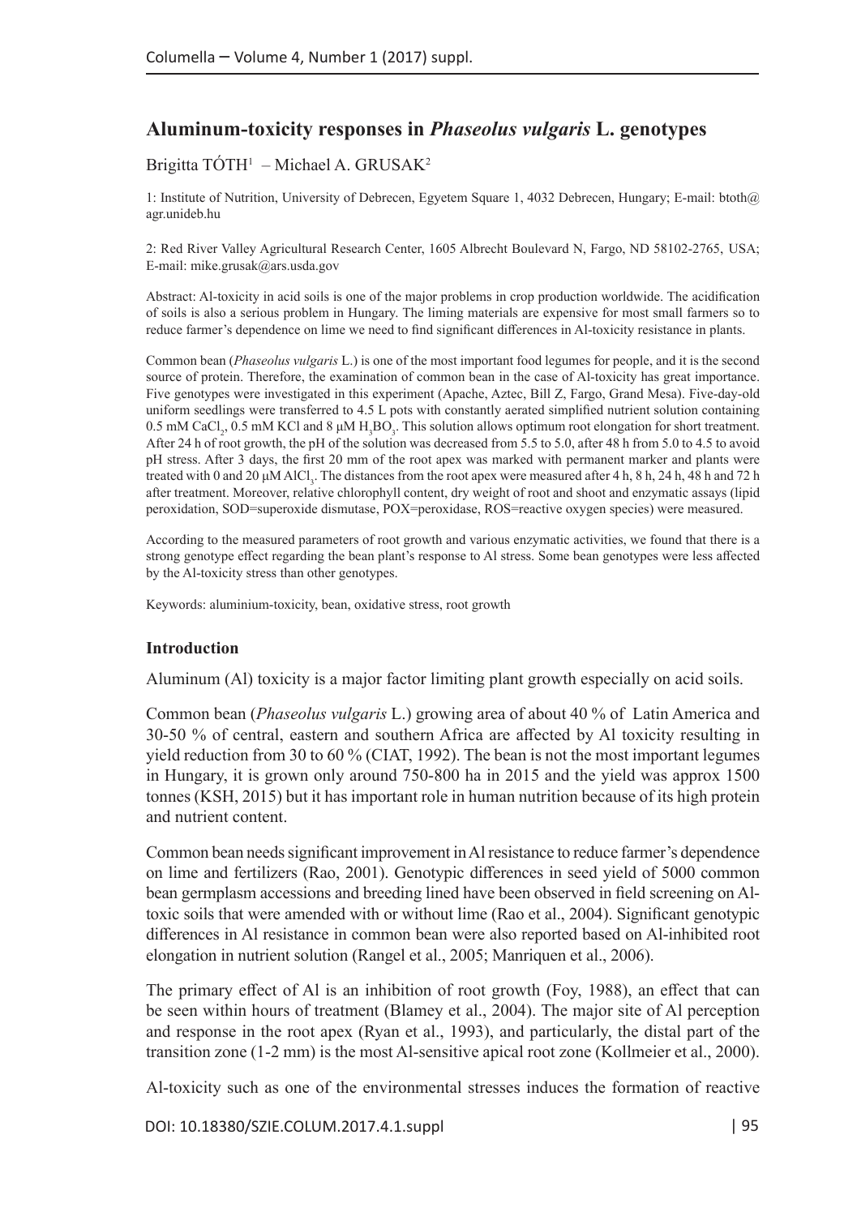# Aluminum-toxicity responses in *Phaseolus vulgaris* L. genotypes

Brigitta TÓTH[1] – Michael A. GRUSAK[2]

1: Institute of Nutrition, University of Debrecen, Egyetem Square 1, 4032 Debrecen, Hungary; E-mail: btoth@agr.unideb.hu

2: Red River Valley Agricultural Research Center, 1605 Albrecht Boulevard N, Fargo, ND 58102-2765, USA; E-mail: mike.grusak@ars.usda.gov

Abstract: Al-toxicity in acid soils is one of the major problems in crop production worldwide. The acidification of soils is also a serious problem in Hungary. The liming materials are expensive for most small farmers so to reduce farmer's dependence on lime we need to find significant differences in Al-toxicity resistance in plants.

Common bean (*Phaseolus vulgaris* L.) is one of the most important food legumes for people, and it is the second source of protein. Therefore, the examination of common bean in the case of Al-toxicity has great importance. Five genotypes were investigated in this experiment (Apache, Aztec, Bill Z, Fargo, Grand Mesa). Five-day-old uniform seedlings were transferred to 4.5 L pots with constantly aerated simplified nutrient solution containing 0.5 mM $CaCl_2$, 0.5 mM KCl and 8 µM $H_3BO_3$. This solution allows optimum root elongation for short treatment. After 24 h of root growth, the pH of the solution was decreased from 5.5 to 5.0, after 48 h from 5.0 to 4.5 to avoid pH stress. After 3 days, the first 20 mm of the root apex was marked with permanent marker and plants were treated with 0 and 20 µM $AlCl_3$. The distances from the root apex were measured after 4 h, 8 h, 24 h, 48 h and 72 h after treatment. Moreover, relative chlorophyll content, dry weight of root and shoot and enzymatic assays (lipid peroxidation, SOD=superoxide dismutase, POX=peroxidase, ROS=reactive oxygen species) were measured.

According to the measured parameters of root growth and various enzymatic activities, we found that there is a strong genotype effect regarding the bean plant's response to Al stress. Some bean genotypes were less affected by the Al-toxicity stress than other genotypes.

Keywords: aluminium-toxicity, bean, oxidative stress, root growth

## Introduction

Aluminum (Al) toxicity is a major factor limiting plant growth especially on acid soils.

Common bean (*Phaseolus vulgaris* L.) growing area of about 40 % of Latin America and 30-50 % of central, eastern and southern Africa are affected by Al toxicity resulting in yield reduction from 30 to 60 % (CIAT, 1992). The bean is not the most important legumes in Hungary, it is grown only around 750-800 ha in 2015 and the yield was approx 1500 tonnes (KSH, 2015) but it has important role in human nutrition because of its high protein and nutrient content.

Common bean needs significant improvement in Al resistance to reduce farmer's dependence on lime and fertilizers (Rao, 2001). Genotypic differences in seed yield of 5000 common bean germplasm accessions and breeding lined have been observed in field screening on Al-toxic soils that were amended with or without lime (Rao et al., 2004). Significant genotypic differences in Al resistance in common bean were also reported based on Al-inhibited root elongation in nutrient solution (Rangel et al., 2005; Manriquen et al., 2006).

The primary effect of Al is an inhibition of root growth (Foy, 1988), an effect that can be seen within hours of treatment (Blamey et al., 2004). The major site of Al perception and response in the root apex (Ryan et al., 1993), and particularly, the distal part of the transition zone (1-2 mm) is the most Al-sensitive apical root zone (Kollmeier et al., 2000).

Al-toxicity such as one of the environmental stresses induces the formation of reactive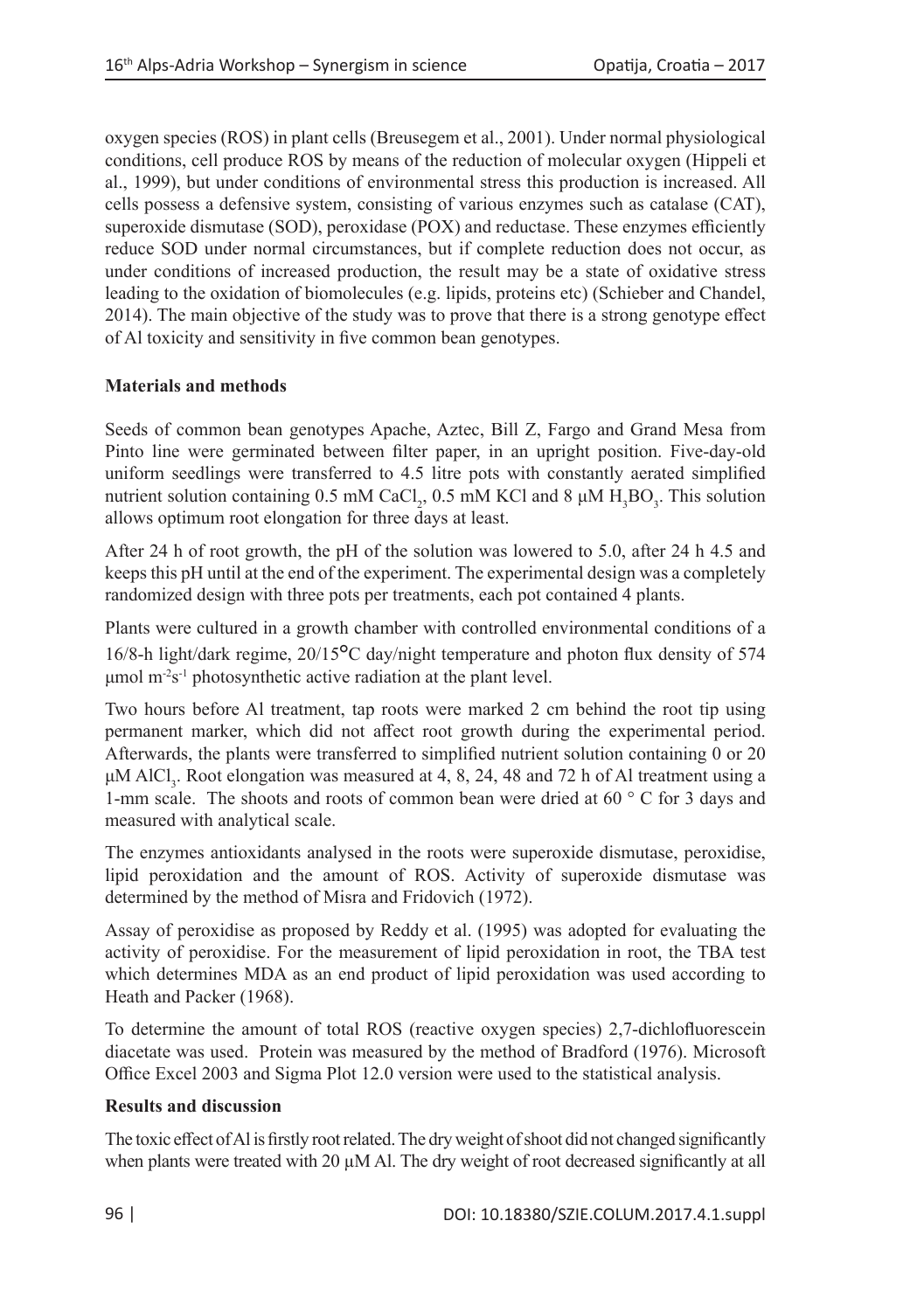oxygen species (ROS) in plant cells (Breusegem et al., 2001). Under normal physiological conditions, cell produce ROS by means of the reduction of molecular oxygen (Hippeli et al., 1999), but under conditions of environmental stress this production is increased. All cells possess a defensive system, consisting of various enzymes such as catalase (CAT), superoxide dismutase (SOD), peroxidase (POX) and reductase. These enzymes efficiently reduce SOD under normal circumstances, but if complete reduction does not occur, as under conditions of increased production, the result may be a state of oxidative stress leading to the oxidation of biomolecules (e.g. lipids, proteins etc) (Schieber and Chandel, 2014). The main objective of the study was to prove that there is a strong genotype effect of Al toxicity and sensitivity in five common bean genotypes.

## Materials and methods

Seeds of common bean genotypes Apache, Aztec, Bill Z, Fargo and Grand Mesa from Pinto line were germinated between filter paper, in an upright position. Five-day-old uniform seedlings were transferred to 4.5 litre pots with constantly aerated simplified nutrient solution containing 0.5 mM $CaCl_2$, 0.5 mM KCl and 8 µM $H_3BO_3$. This solution allows optimum root elongation for three days at least.

After 24 h of root growth, the pH of the solution was lowered to 5.0, after 24 h 4.5 and keeps this pH until at the end of the experiment. The experimental design was a completely randomized design with three pots per treatments, each pot contained 4 plants.

Plants were cultured in a growth chamber with controlled environmental conditions of a 16/8-h light/dark regime, 20/15°C day/night temperature and photon flux density of 574 µmol $m^{-2}s^{-1}$ photosynthetic active radiation at the plant level.

Two hours before Al treatment, tap roots were marked 2 cm behind the root tip using permanent marker, which did not affect root growth during the experimental period. Afterwards, the plants were transferred to simplified nutrient solution containing 0 or 20 µM $AlCl_3$. Root elongation was measured at 4, 8, 24, 48 and 72 h of Al treatment using a 1-mm scale. The shoots and roots of common bean were dried at 60 ° C for 3 days and measured with analytical scale.

The enzymes antioxidants analysed in the roots were superoxide dismutase, peroxidise, lipid peroxidation and the amount of ROS. Activity of superoxide dismutase was determined by the method of Misra and Fridovich (1972).

Assay of peroxidise as proposed by Reddy et al. (1995) was adopted for evaluating the activity of peroxidise. For the measurement of lipid peroxidation in root, the TBA test which determines MDA as an end product of lipid peroxidation was used according to Heath and Packer (1968).

To determine the amount of total ROS (reactive oxygen species) 2,7-dichlofluorescein diacetate was used. Protein was measured by the method of Bradford (1976). Microsoft Office Excel 2003 and Sigma Plot 12.0 version were used to the statistical analysis.

## Results and discussion

The toxic effect of Al is firstly root related. The dry weight of shoot did not changed significantly when plants were treated with 20 µM Al. The dry weight of root decreased significantly at all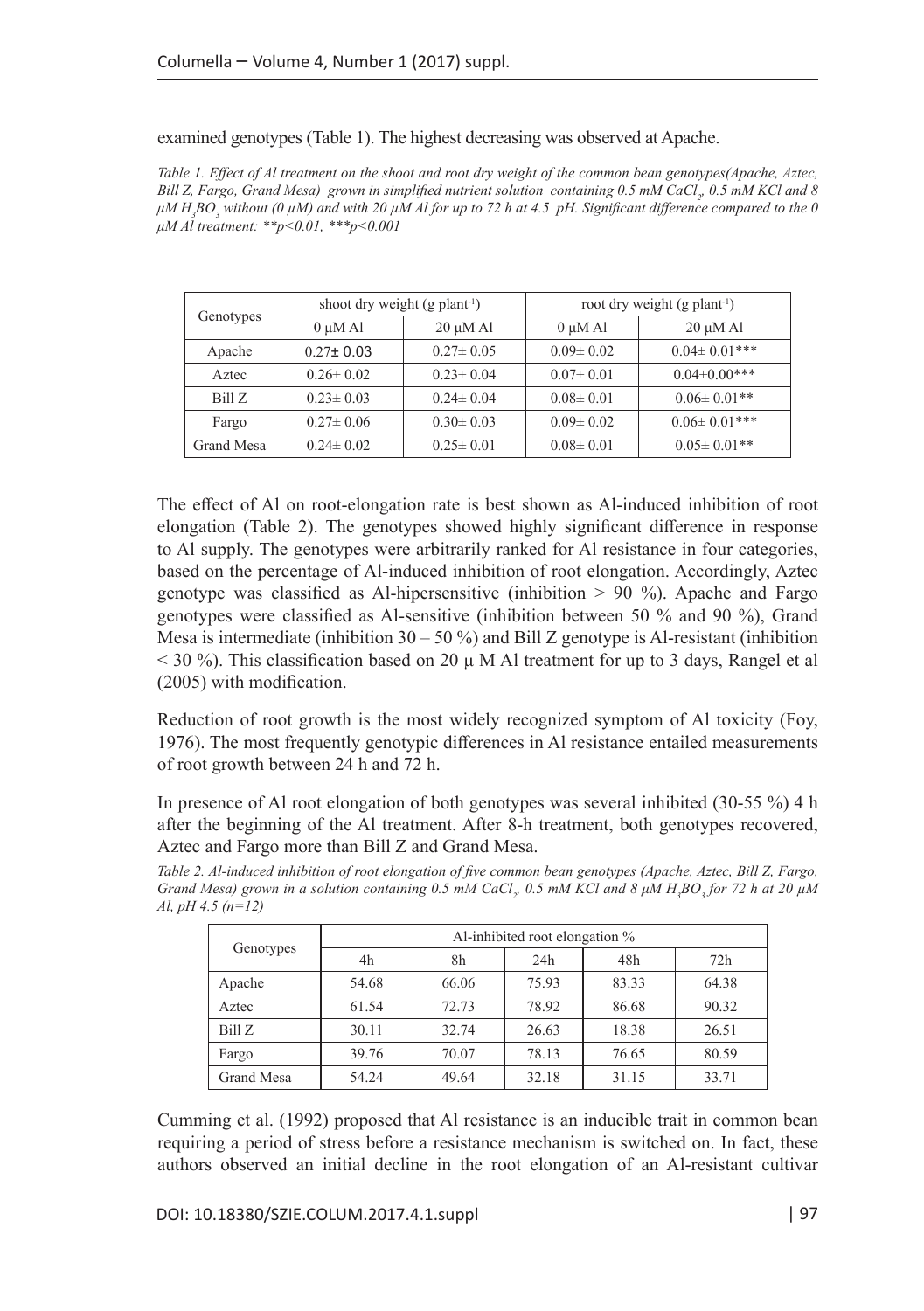examined genotypes (Table 1). The highest decreasing was observed at Apache.

*Table 1. Effect of Al treatment on the shoot and root dry weight of the common bean genotypes(Apache, Aztec, Bill Z, Fargo, Grand Mesa) grown in simplified nutrient solution containing 0.5 mM $CaCl_2$, 0.5 mM KCl and 8 µM $H_3BO_3$ without (0 µM) and with 20 µM Al for up to 72 h at 4.5 pH. Significant difference compared to the 0 µM Al treatment: **p<0.01, ***p<0.001*

| Genotypes | shoot dry weight (g plant$^{-1}$) | | root dry weight (g plant$^{-1}$) | |
|---|---|---|---|---|
| | 0 µM Al | 20 µM Al | 0 µM Al | 20 µM Al |
| Apache | 0.27± 0.03 | 0.27± 0.05 | 0.09± 0.02 | 0.04± 0.01*** |
| Aztec | 0.26± 0.02 | 0.23± 0.04 | 0.07± 0.01 | 0.04±0.00*** |
| Bill Z | 0.23± 0.03 | 0.24± 0.04 | 0.08± 0.01 | 0.06± 0.01** |
| Fargo | 0.27± 0.06 | 0.30± 0.03 | 0.09± 0.02 | 0.06± 0.01*** |
| Grand Mesa | 0.24± 0.02 | 0.25± 0.01 | 0.08± 0.01 | 0.05± 0.01** |

The effect of Al on root-elongation rate is best shown as Al-induced inhibition of root elongation (Table 2). The genotypes showed highly significant difference in response to Al supply. The genotypes were arbitrarily ranked for Al resistance in four categories, based on the percentage of Al-induced inhibition of root elongation. Accordingly, Aztec genotype was classified as Al-hipersensitive (inhibition > 90 %). Apache and Fargo genotypes were classified as Al-sensitive (inhibition between 50 % and 90 %), Grand Mesa is intermediate (inhibition 30 – 50 %) and Bill Z genotype is Al-resistant (inhibition < 30 %). This classification based on 20 µ M Al treatment for up to 3 days, Rangel et al (2005) with modification.

Reduction of root growth is the most widely recognized symptom of Al toxicity (Foy, 1976). The most frequently genotypic differences in Al resistance entailed measurements of root growth between 24 h and 72 h.

In presence of Al root elongation of both genotypes was several inhibited (30-55 %) 4 h after the beginning of the Al treatment. After 8-h treatment, both genotypes recovered, Aztec and Fargo more than Bill Z and Grand Mesa.

*Table 2. Al-induced inhibition of root elongation of five common bean genotypes (Apache, Aztec, Bill Z, Fargo, Grand Mesa) grown in a solution containing 0.5 mM $CaCl_2$, 0.5 mM KCl and 8 µM $H_3BO_3$ for 72 h at 20 µM Al, pH 4.5 (n=12)*

| Genotypes | Al-inhibited root elongation % | | | | |
|---|---|---|---|---|---|
| | 4h | 8h | 24h | 48h | 72h |
| Apache | 54.68 | 66.06 | 75.93 | 83.33 | 64.38 |
| Aztec | 61.54 | 72.73 | 78.92 | 86.68 | 90.32 |
| Bill Z | 30.11 | 32.74 | 26.63 | 18.38 | 26.51 |
| Fargo | 39.76 | 70.07 | 78.13 | 76.65 | 80.59 |
| Grand Mesa | 54.24 | 49.64 | 32.18 | 31.15 | 33.71 |

Cumming et al. (1992) proposed that Al resistance is an inducible trait in common bean requiring a period of stress before a resistance mechanism is switched on. In fact, these authors observed an initial decline in the root elongation of an Al-resistant cultivar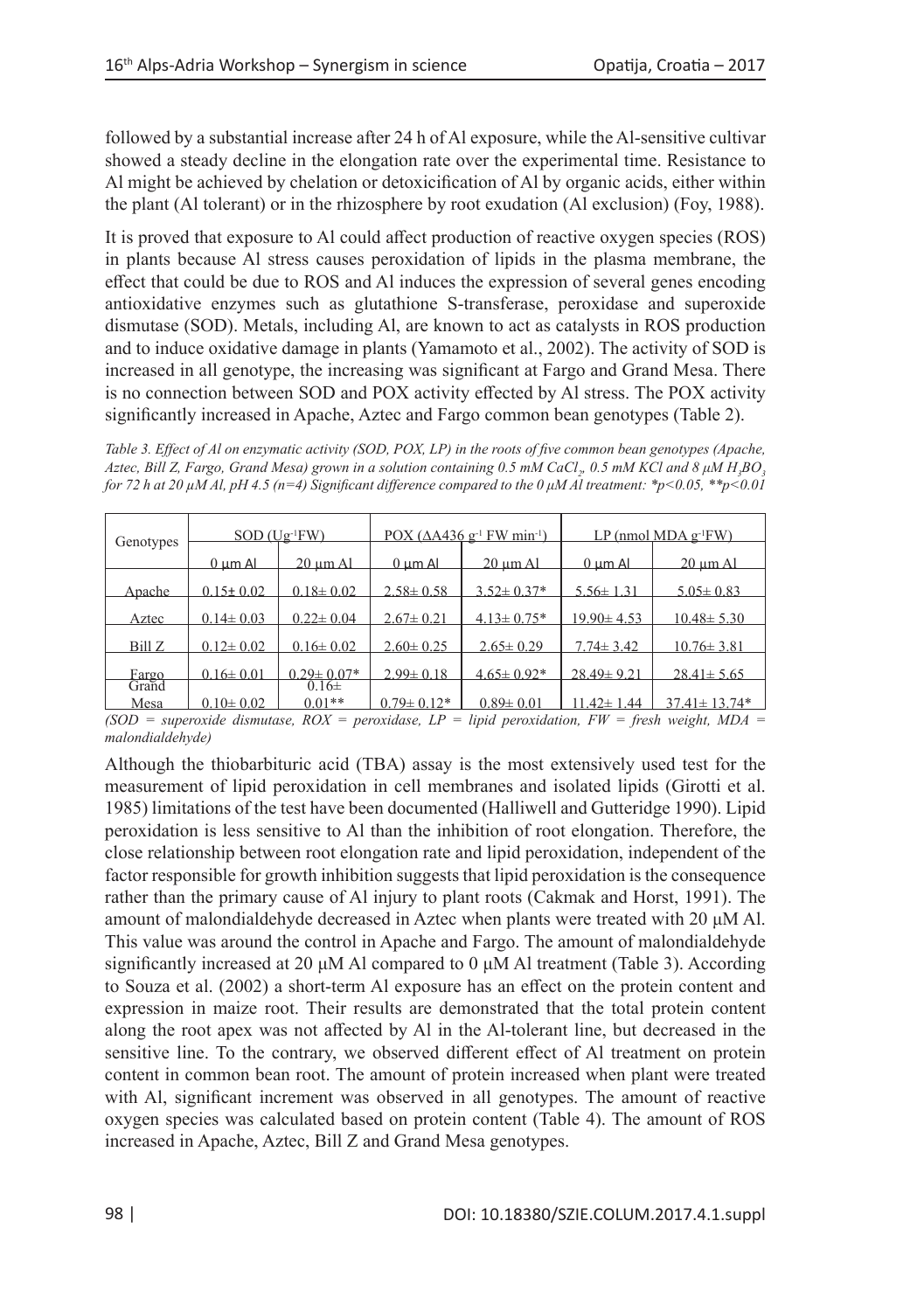followed by a substantial increase after 24 h of Al exposure, while the Al-sensitive cultivar showed a steady decline in the elongation rate over the experimental time. Resistance to Al might be achieved by chelation or detoxicification of Al by organic acids, either within the plant (Al tolerant) or in the rhizosphere by root exudation (Al exclusion) (Foy, 1988).

It is proved that exposure to Al could affect production of reactive oxygen species (ROS) in plants because Al stress causes peroxidation of lipids in the plasma membrane, the effect that could be due to ROS and Al induces the expression of several genes encoding antioxidative enzymes such as glutathione S-transferase, peroxidase and superoxide dismutase (SOD). Metals, including Al, are known to act as catalysts in ROS production and to induce oxidative damage in plants (Yamamoto et al., 2002). The activity of SOD is increased in all genotype, the increasing was significant at Fargo and Grand Mesa. There is no connection between SOD and POX activity effected by Al stress. The POX activity significantly increased in Apache, Aztec and Fargo common bean genotypes (Table 2).

*Table 3. Effect of Al on enzymatic activity (SOD, POX, LP) in the roots of five common bean genotypes (Apache, Aztec, Bill Z, Fargo, Grand Mesa) grown in a solution containing 0.5 mM $CaCl_2$, 0.5 mM KCl and 8 μM $H_3BO_3$ for 72 h at 20 μM Al, pH 4.5 (n=4) Significant difference compared to the 0 μM Al treatment: *p<0.05, **p<0.01*

| Genotypes | SOD ($Ug^{-1}FW$) | | POX ($\Delta A436\ g^{-1}\ FW\ min^{-1}$) | | LP (nmol MDA $g^{-1}FW$) | |
|---|---|---|---|---|---|---|
| | 0 μm Al | 20 μm Al | 0 μm Al | 20 μm Al | 0 μm Al | 20 μm Al |
| Apache | 0.15± 0.02 | 0.18± 0.02 | 2.58± 0.58 | 3.52± 0.37* | 5.56± 1.31 | 5.05± 0.83 |
| Aztec | 0.14± 0.03 | 0.22± 0.04 | 2.67± 0.21 | 4.13± 0.75* | 19.90± 4.53 | 10.48± 5.30 |
| Bill Z | 0.12± 0.02 | 0.16± 0.02 | 2.60± 0.25 | 2.65± 0.29 | 7.74± 3.42 | 10.76± 3.81 |
| Fargo | 0.16± 0.01 | 0.29± 0.07* | 2.99± 0.18 | 4.65± 0.92* | 28.49± 9.21 | 28.41± 5.65 |
| Grand Mesa | 0.10± 0.02 | 0.16± 0.01** | 0.79± 0.12* | 0.89± 0.01 | 11.42± 1.44 | 37.41± 13.74* |

*(SOD = superoxide dismutase, ROX = peroxidase, LP = lipid peroxidation, FW = fresh weight, MDA = malondialdehyde)*

Although the thiobarbituric acid (TBA) assay is the most extensively used test for the measurement of lipid peroxidation in cell membranes and isolated lipids (Girotti et al. 1985) limitations of the test have been documented (Halliwell and Gutteridge 1990). Lipid peroxidation is less sensitive to Al than the inhibition of root elongation. Therefore, the close relationship between root elongation rate and lipid peroxidation, independent of the factor responsible for growth inhibition suggests that lipid peroxidation is the consequence rather than the primary cause of Al injury to plant roots (Cakmak and Horst, 1991). The amount of malondialdehyde decreased in Aztec when plants were treated with 20 μM Al. This value was around the control in Apache and Fargo. The amount of malondialdehyde significantly increased at 20 μM Al compared to 0 μM Al treatment (Table 3). According to Souza et al. (2002) a short-term Al exposure has an effect on the protein content and expression in maize root. Their results are demonstrated that the total protein content along the root apex was not affected by Al in the Al-tolerant line, but decreased in the sensitive line. To the contrary, we observed different effect of Al treatment on protein content in common bean root. The amount of protein increased when plant were treated with Al, significant increment was observed in all genotypes. The amount of reactive oxygen species was calculated based on protein content (Table 4). The amount of ROS increased in Apache, Aztec, Bill Z and Grand Mesa genotypes.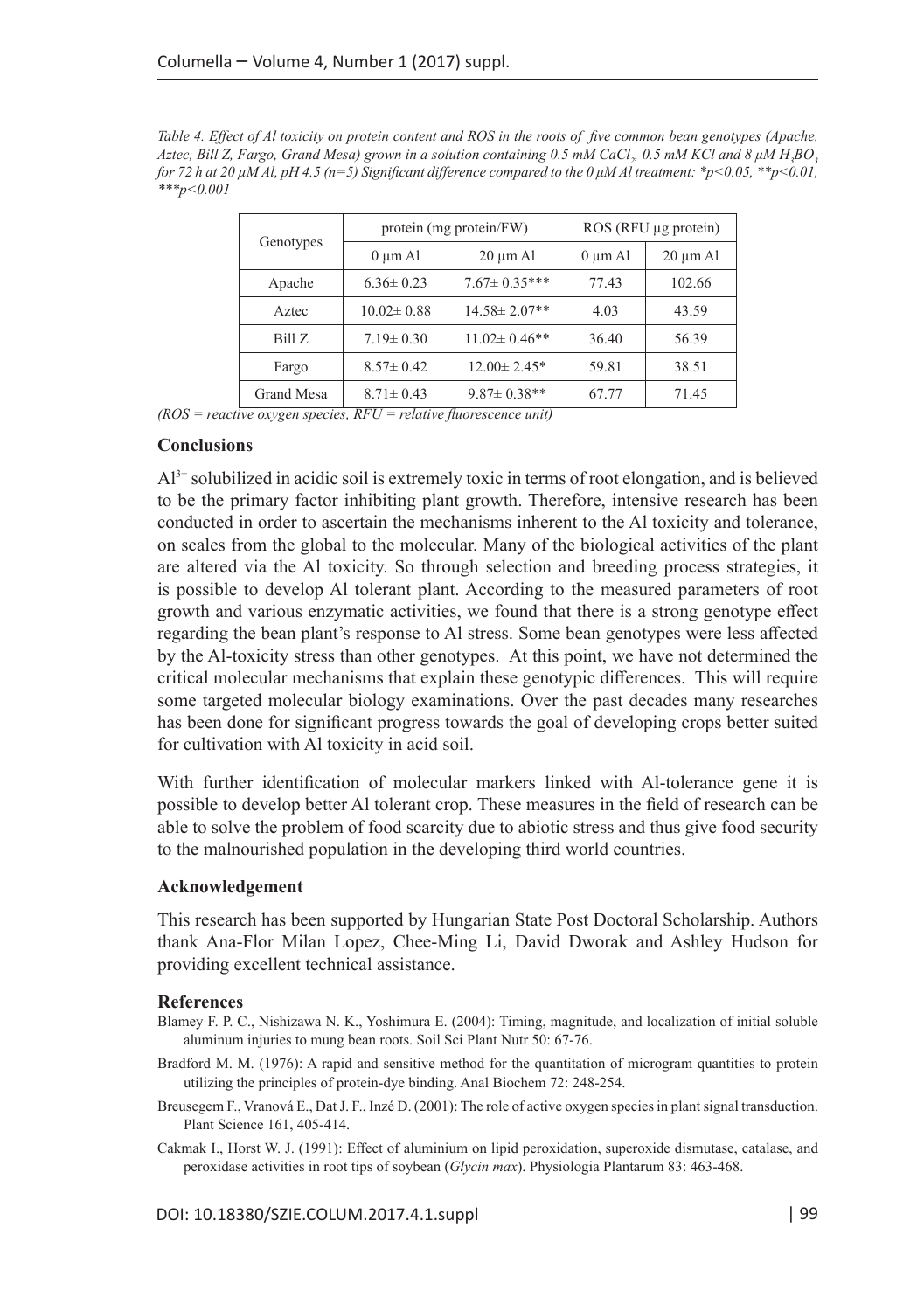*Table 4. Effect of Al toxicity on protein content and ROS in the roots of five common bean genotypes (Apache, Aztec, Bill Z, Fargo, Grand Mesa) grown in a solution containing 0.5 mM $CaCl_2$, 0.5 mM KCl and 8 μM $H_3BO_3$ for 72 h at 20 μM Al, pH 4.5 (n=5) Significant difference compared to the 0 μM Al treatment: *p<0.05, **p<0.01, ***p<0.001*

| Genotypes | protein (mg protein/FW) | | ROS (RFU μg protein) | |
|---|---|---|---|---|
| | 0 μm Al | 20 μm Al | 0 μm Al | 20 μm Al |
| Apache | 6.36± 0.23 | 7.67± 0.35*** | 77.43 | 102.66 |
| Aztec | 10.02± 0.88 | 14.58± 2.07** | 4.03 | 43.59 |
| Bill Z | 7.19± 0.30 | 11.02± 0.46** | 36.40 | 56.39 |
| Fargo | 8.57± 0.42 | 12.00± 2.45* | 59.81 | 38.51 |
| Grand Mesa | 8.71± 0.43 | 9.87± 0.38** | 67.77 | 71.45 |

*(ROS = reactive oxygen species, RFU = relative fluorescence unit)*

## Conclusions

$Al^{3+}$ solubilized in acidic soil is extremely toxic in terms of root elongation, and is believed to be the primary factor inhibiting plant growth. Therefore, intensive research has been conducted in order to ascertain the mechanisms inherent to the Al toxicity and tolerance, on scales from the global to the molecular. Many of the biological activities of the plant are altered via the Al toxicity. So through selection and breeding process strategies, it is possible to develop Al tolerant plant. According to the measured parameters of root growth and various enzymatic activities, we found that there is a strong genotype effect regarding the bean plant's response to Al stress. Some bean genotypes were less affected by the Al-toxicity stress than other genotypes. At this point, we have not determined the critical molecular mechanisms that explain these genotypic differences. This will require some targeted molecular biology examinations. Over the past decades many researches has been done for significant progress towards the goal of developing crops better suited for cultivation with Al toxicity in acid soil.

With further identification of molecular markers linked with Al-tolerance gene it is possible to develop better Al tolerant crop. These measures in the field of research can be able to solve the problem of food scarcity due to abiotic stress and thus give food security to the malnourished population in the developing third world countries.

## Acknowledgement

This research has been supported by Hungarian State Post Doctoral Scholarship. Authors thank Ana-Flor Milan Lopez, Chee-Ming Li, David Dworak and Ashley Hudson for providing excellent technical assistance.

## References

Blamey F. P. C., Nishizawa N. K., Yoshimura E. (2004): Timing, magnitude, and localization of initial soluble aluminum injuries to mung bean roots. Soil Sci Plant Nutr 50: 67-76.

Bradford M. M. (1976): A rapid and sensitive method for the quantitation of microgram quantities to protein utilizing the principles of protein-dye binding. Anal Biochem 72: 248-254.

Breusegem F., Vranová E., Dat J. F., Inzé D. (2001): The role of active oxygen species in plant signal transduction. Plant Science 161, 405-414.

Cakmak I., Horst W. J. (1991): Effect of aluminium on lipid peroxidation, superoxide dismutase, catalase, and peroxidase activities in root tips of soybean (*Glycin max*). Physiologia Plantarum 83: 463-468.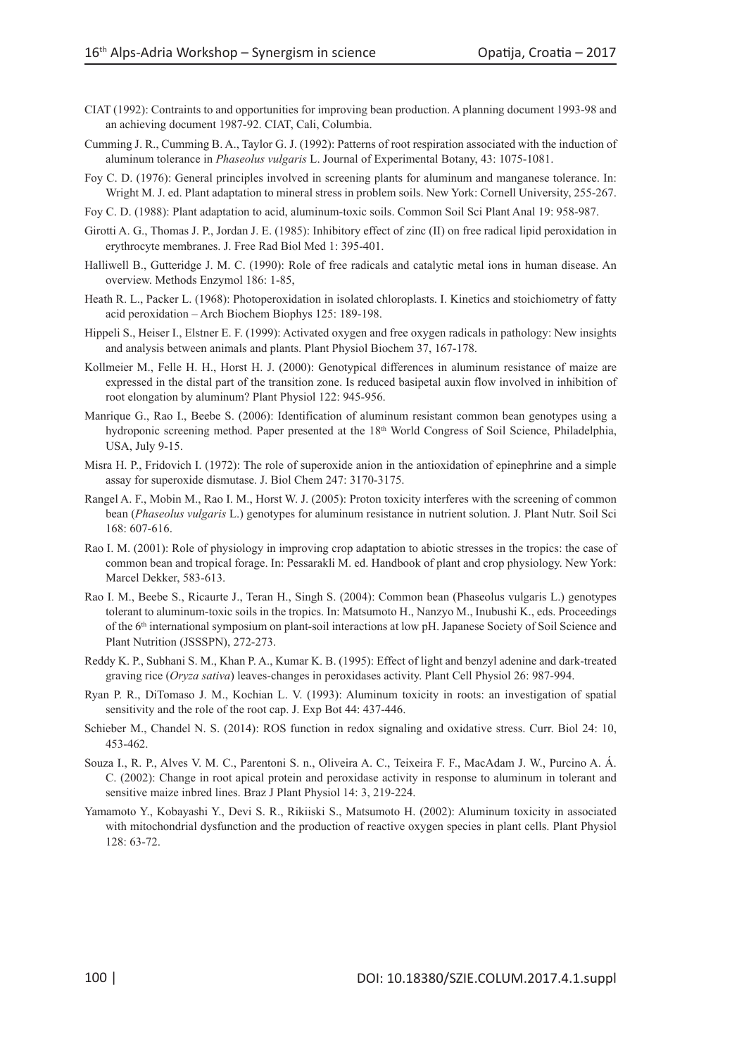CIAT (1992): Contraints to and opportunities for improving bean production. A planning document 1993-98 and an achieving document 1987-92. CIAT, Cali, Columbia.

Cumming J. R., Cumming B. A., Taylor G. J. (1992): Patterns of root respiration associated with the induction of aluminum tolerance in *Phaseolus vulgaris* L. Journal of Experimental Botany, 43: 1075-1081.

Foy C. D. (1976): General principles involved in screening plants for aluminum and manganese tolerance. In: Wright M. J. ed. Plant adaptation to mineral stress in problem soils. New York: Cornell University, 255-267.

Foy C. D. (1988): Plant adaptation to acid, aluminum-toxic soils. Common Soil Sci Plant Anal 19: 958-987.

Girotti A. G., Thomas J. P., Jordan J. E. (1985): Inhibitory effect of zinc (II) on free radical lipid peroxidation in erythrocyte membranes. J. Free Rad Biol Med 1: 395-401.

Halliwell B., Gutteridge J. M. C. (1990): Role of free radicals and catalytic metal ions in human disease. An overview. Methods Enzymol 186: 1-85,

Heath R. L., Packer L. (1968): Photoperoxidation in isolated chloroplasts. I. Kinetics and stoichiometry of fatty acid peroxidation – Arch Biochem Biophys 125: 189-198.

Hippeli S., Heiser I., Elstner E. F. (1999): Activated oxygen and free oxygen radicals in pathology: New insights and analysis between animals and plants. Plant Physiol Biochem 37, 167-178.

Kollmeier M., Felle H. H., Horst H. J. (2000): Genotypical differences in aluminum resistance of maize are expressed in the distal part of the transition zone. Is reduced basipetal auxin flow involved in inhibition of root elongation by aluminum? Plant Physiol 122: 945-956.

Manrique G., Rao I., Beebe S. (2006): Identification of aluminum resistant common bean genotypes using a hydroponic screening method. Paper presented at the 18th World Congress of Soil Science, Philadelphia, USA, July 9-15.

Misra H. P., Fridovich I. (1972): The role of superoxide anion in the antioxidation of epinephrine and a simple assay for superoxide dismutase. J. Biol Chem 247: 3170-3175.

Rangel A. F., Mobin M., Rao I. M., Horst W. J. (2005): Proton toxicity interferes with the screening of common bean (*Phaseolus vulgaris* L.) genotypes for aluminum resistance in nutrient solution. J. Plant Nutr. Soil Sci 168: 607-616.

Rao I. M. (2001): Role of physiology in improving crop adaptation to abiotic stresses in the tropics: the case of common bean and tropical forage. In: Pessarakli M. ed. Handbook of plant and crop physiology. New York: Marcel Dekker, 583-613.

Rao I. M., Beebe S., Ricaurte J., Teran H., Singh S. (2004): Common bean (Phaseolus vulgaris L.) genotypes tolerant to aluminum-toxic soils in the tropics. In: Matsumoto H., Nanzyo M., Inubushi K., eds. Proceedings of the 6th international symposium on plant-soil interactions at low pH. Japanese Society of Soil Science and Plant Nutrition (JSSSPN), 272-273.

Reddy K. P., Subhani S. M., Khan P. A., Kumar K. B. (1995): Effect of light and benzyl adenine and dark-treated graving rice (*Oryza sativa*) leaves-changes in peroxidases activity. Plant Cell Physiol 26: 987-994.

Ryan P. R., DiTomaso J. M., Kochian L. V. (1993): Aluminum toxicity in roots: an investigation of spatial sensitivity and the role of the root cap. J. Exp Bot 44: 437-446.

Schieber M., Chandel N. S. (2014): ROS function in redox signaling and oxidative stress. Curr. Biol 24: 10, 453-462.

Souza I., R. P., Alves V. M. C., Parentoni S. n., Oliveira A. C., Teixeira F. F., MacAdam J. W., Purcino A. Á. C. (2002): Change in root apical protein and peroxidase activity in response to aluminum in tolerant and sensitive maize inbred lines. Braz J Plant Physiol 14: 3, 219-224.

Yamamoto Y., Kobayashi Y., Devi S. R., Rikiiski S., Matsumoto H. (2002): Aluminum toxicity in associated with mitochondrial dysfunction and the production of reactive oxygen species in plant cells. Plant Physiol 128: 63-72.